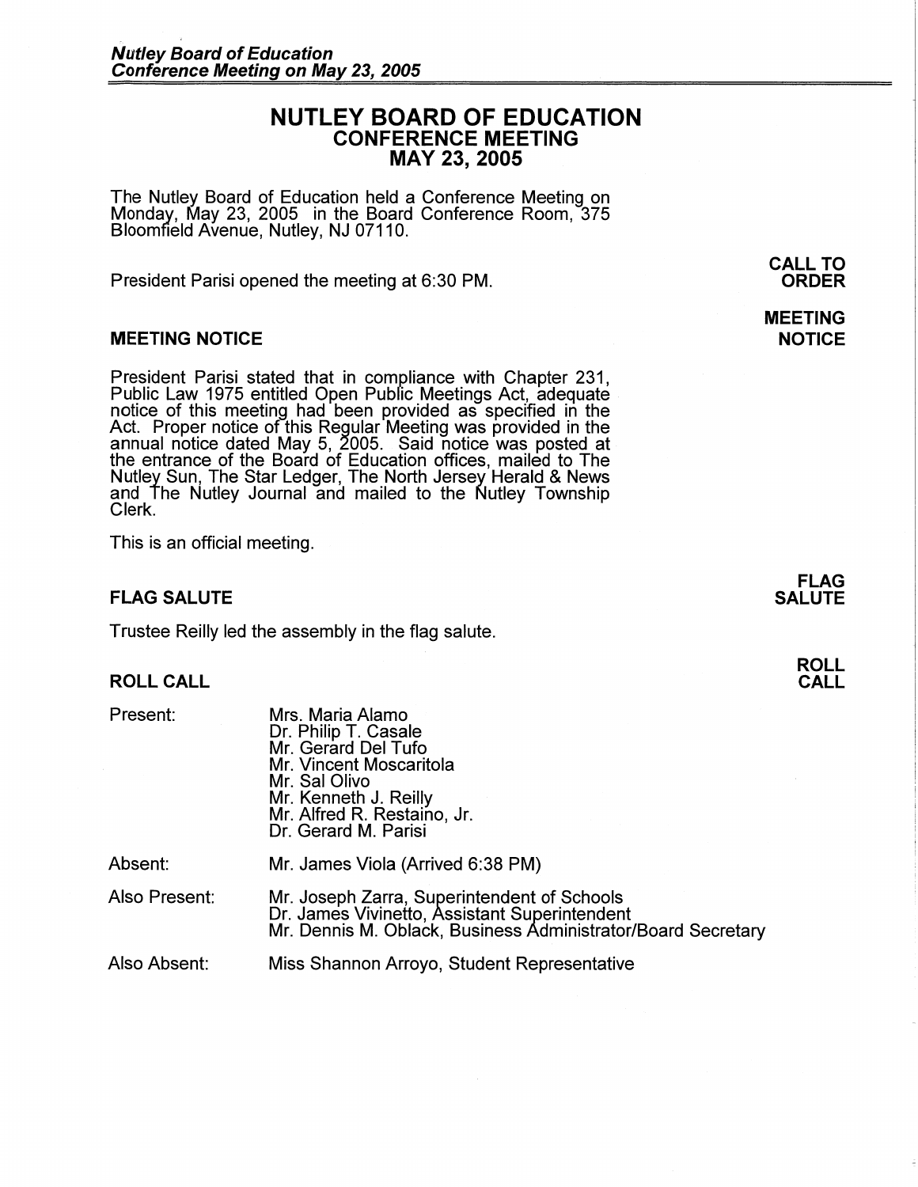# NUTLEY BOARD OF EDUCATION
## CONFERENCE MEETING
## MAY 23, 2005

The Nutley Board of Education held a Conference Meeting on Monday, May 23, 2005 in the Board Conference Room, 375 Bloomfield Avenue, Nutley, NJ 07110.

**CALL TO ORDER**

President Parisi opened the meeting at 6:30 PM.

### MEETING NOTICE

President Parisi stated that in compliance with Chapter 231, Public Law 1975 entitled Open Public Meetings Act, adequate notice of this meeting had been provided as specified in the Act. Proper notice of this Regular Meeting was provided in the annual notice dated May 5, 2005. Said notice was posted at the entrance of the Board of Education offices, mailed to The Nutley Sun, The Star Ledger, The North Jersey Herald & News and The Nutley Journal and mailed to the Nutley Township Clerk.

This is an official meeting.

### FLAG SALUTE

Trustee Reilly led the assembly in the flag salute.

### ROLL CALL

Present:
- Mrs. Maria Alamo
- Dr. Philip T. Casale
- Mr. Gerard Del Tufo
- Mr. Vincent Moscaritola
- Mr. Sal Olivo
- Mr. Kenneth J. Reilly
- Mr. Alfred R. Restaino, Jr.
- Dr. Gerard M. Parisi

Absent: Mr. James Viola (Arrived 6:38 PM)

Also Present:
- Mr. Joseph Zarra, Superintendent of Schools
- Dr. James Vivinetto, Assistant Superintendent
- Mr. Dennis M. Oblack, Business Administrator/Board Secretary

Also Absent: Miss Shannon Arroyo, Student Representative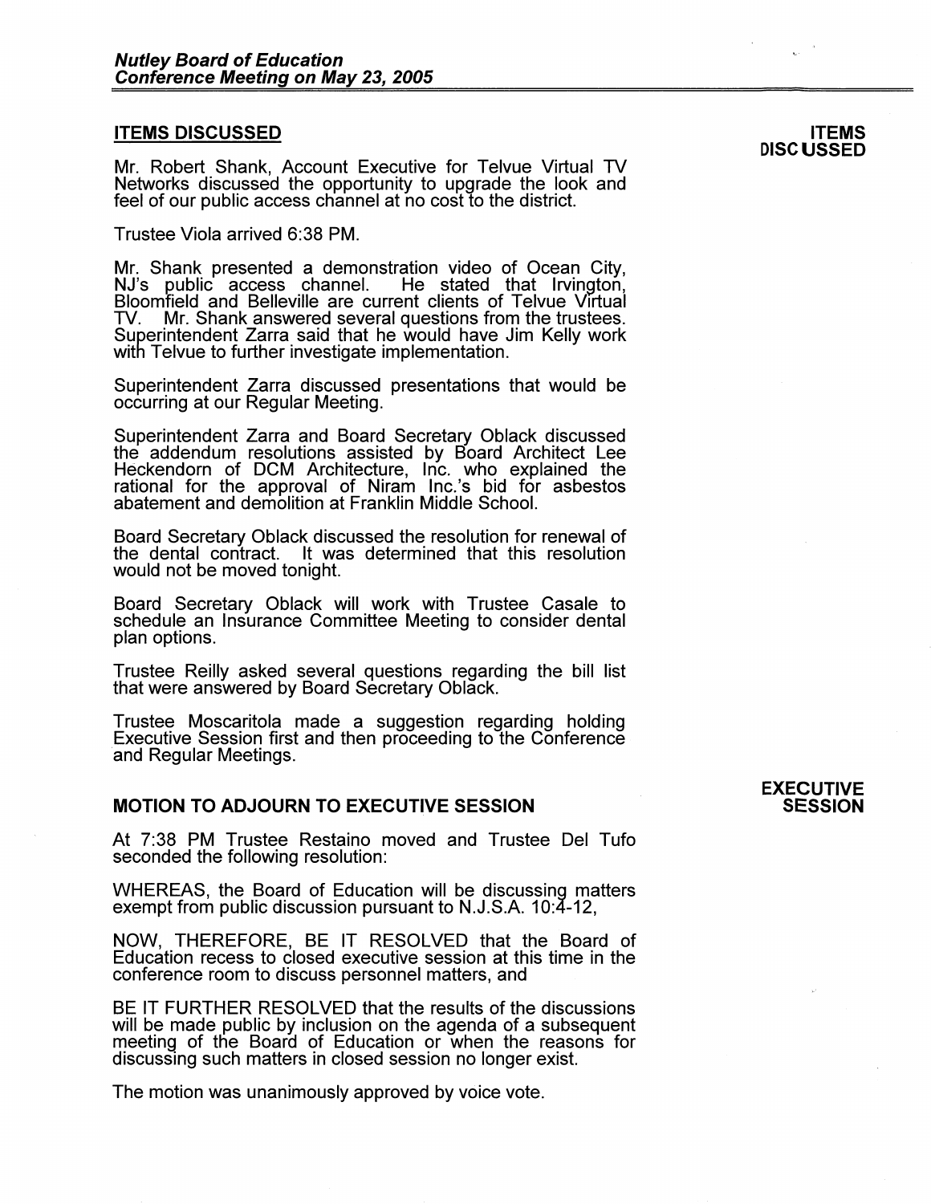## ITEMS DISCUSSED

**ITEMS DISCUSSED**

Mr. Robert Shank, Account Executive for Telvue Virtual TV Networks discussed the opportunity to upgrade the look and feel of our public access channel at no cost to the district.

Trustee Viola arrived 6:38 PM.

Mr. Shank presented a demonstration video of Ocean City, NJ's public access channel. He stated that Irvington, Bloomfield and Belleville are current clients of Telvue Virtual TV. Mr. Shank answered several questions from the trustees. Superintendent Zarra said that he would have Jim Kelly work with Telvue to further investigate implementation.

Superintendent Zarra discussed presentations that would be occurring at our Regular Meeting.

Superintendent Zarra and Board Secretary Oblack discussed the addendum resolutions assisted by Board Architect Lee Heckendorn of DCM Architecture, Inc. who explained the rational for the approval of Niram Inc.'s bid for asbestos abatement and demolition at Franklin Middle School.

Board Secretary Oblack discussed the resolution for renewal of the dental contract. It was determined that this resolution would not be moved tonight.

Board Secretary Oblack will work with Trustee Casale to schedule an Insurance Committee Meeting to consider dental plan options.

Trustee Reilly asked several questions regarding the bill list that were answered by Board Secretary Oblack.

Trustee Moscaritola made a suggestion regarding holding Executive Session first and then proceeding to the Conference and Regular Meetings.

## MOTION TO ADJOURN TO EXECUTIVE SESSION

**EXECUTIVE SESSION**

At 7:38 PM Trustee Restaino moved and Trustee Del Tufo seconded the following resolution:

WHEREAS, the Board of Education will be discussing matters exempt from public discussion pursuant to N.J.S.A. 10:4-12,

NOW, THEREFORE, BE IT RESOLVED that the Board of Education recess to closed executive session at this time in the conference room to discuss personnel matters, and

BE IT FURTHER RESOLVED that the results of the discussions will be made public by inclusion on the agenda of a subsequent meeting of the Board of Education or when the reasons for discussing such matters in closed session no longer exist.

The motion was unanimously approved by voice vote.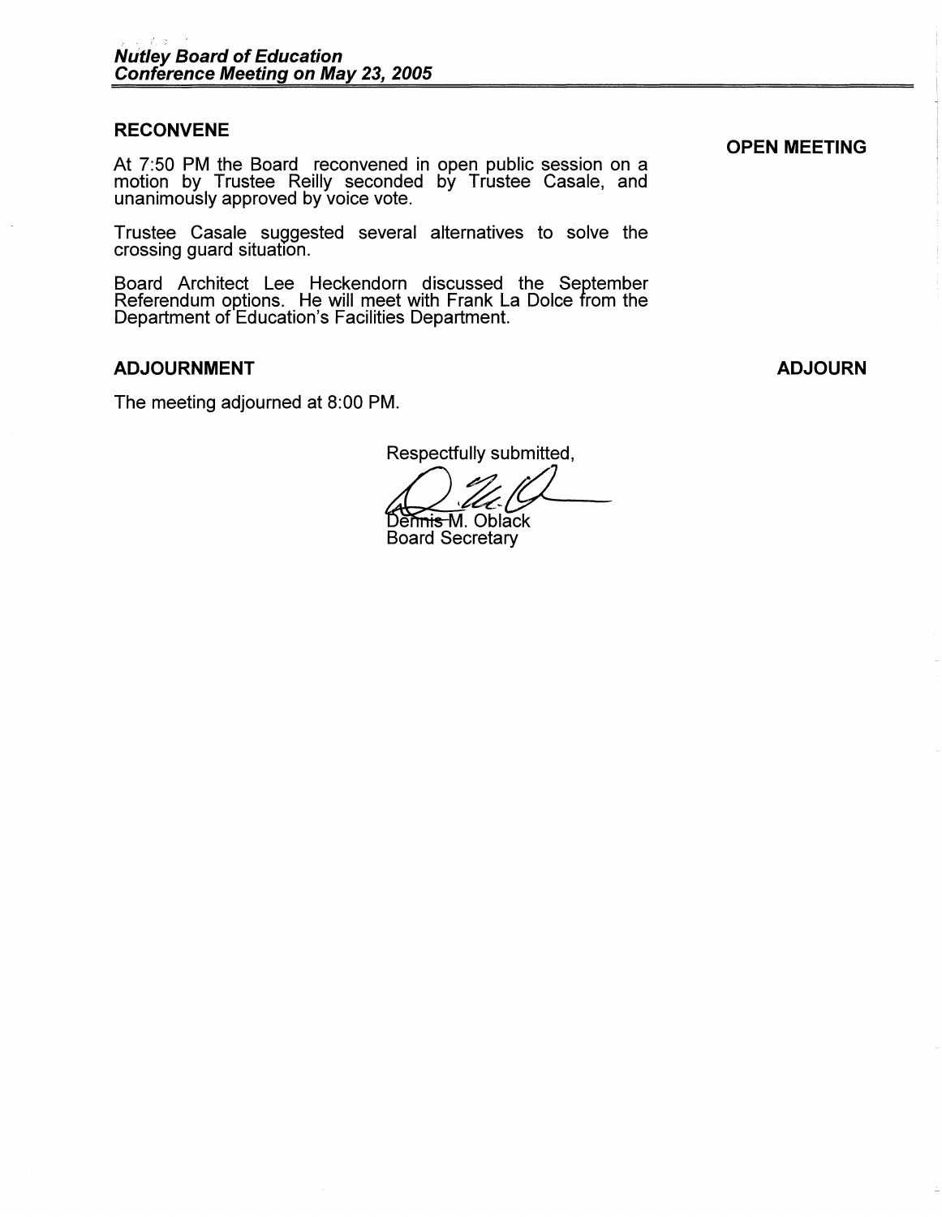## RECONVENE

**OPEN MEETING**

At 7:50 PM the Board reconvened in open public session on a motion by Trustee Reilly seconded by Trustee Casale, and unanimously approved by voice vote.

Trustee Casale suggested several alternatives to solve the crossing guard situation.

Board Architect Lee Heckendorn discussed the September Referendum options. He will meet with Frank La Dolce from the Department of Education's Facilities Department.

## ADJOURNMENT

**ADJOURN**

The meeting adjourned at 8:00 PM.

Respectfully submitted,

Dennis M. Oblack
Board Secretary